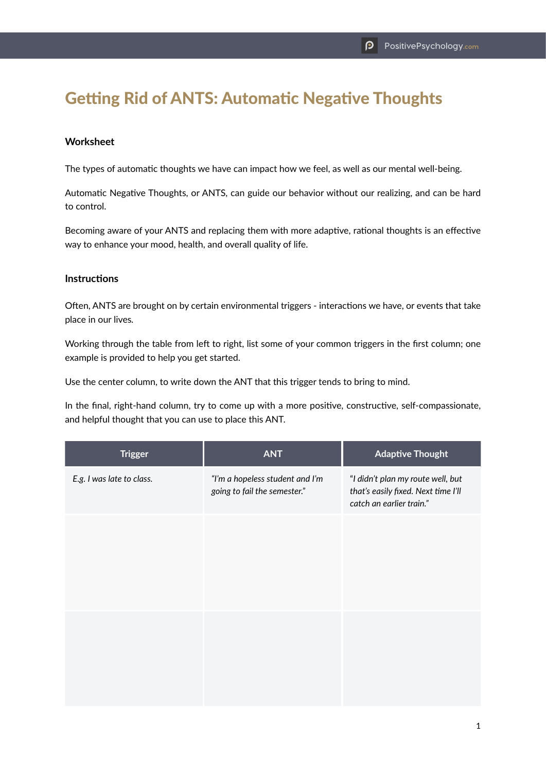# Getting Rid of ANTS: Automatic Negative Thoughts

## Worksheet

The types of automatic thoughts we have can impact how we feel, as well as our mental well-being.

Automatic Negative Thoughts, or ANTS, can guide our behavior without our realizing, and can be hard to control.

Becoming aware of your ANTS and replacing them with more adaptive, rational thoughts is an effective way to enhance your mood, health, and overall quality of life.

## Instructions

Often, ANTS are brought on by certain environmental triggers - interactions we have, or events that take place in our lives.

Working through the table from left to right, list some of your common triggers in the first column; one example is provided to help you get started.

Use the center column, to write down the ANT that this trigger tends to bring to mind.

In the final, right-hand column, try to come up with a more positive, constructive, self-compassionate, and helpful thought that you can use to place this ANT.

| Trigger | ANT | Adaptive Thought |
|---|---|---|
| *E.g. I was late to class.* | *"I'm a hopeless student and I'm going to fail the semester."* | *"I didn't plan my route well, but that's easily fixed. Next time I'll catch an earlier train."* |
| | | |
| | | |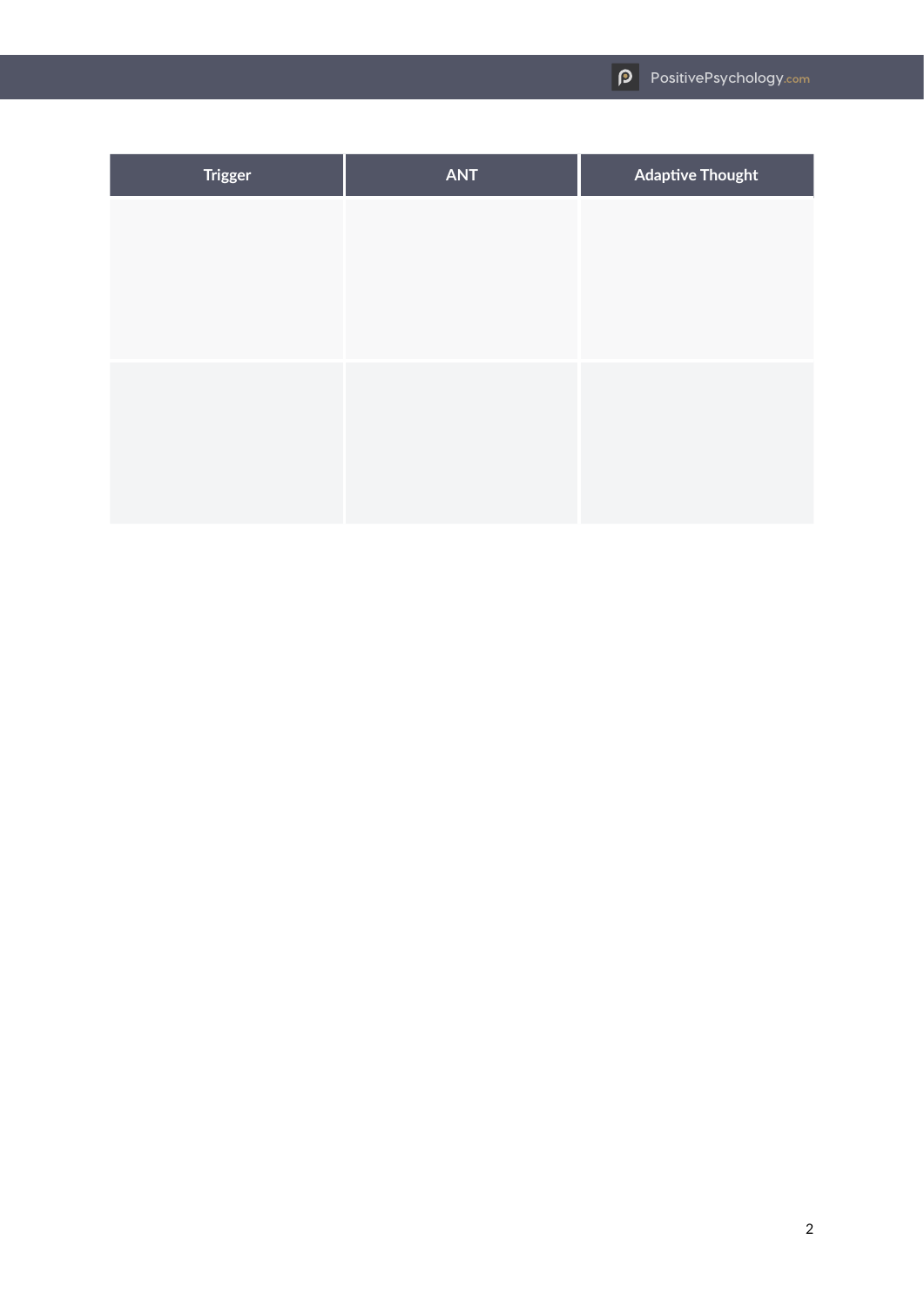| Trigger | ANT | Adaptive Thought |
| --- | --- | --- |
| | | |
| | | |